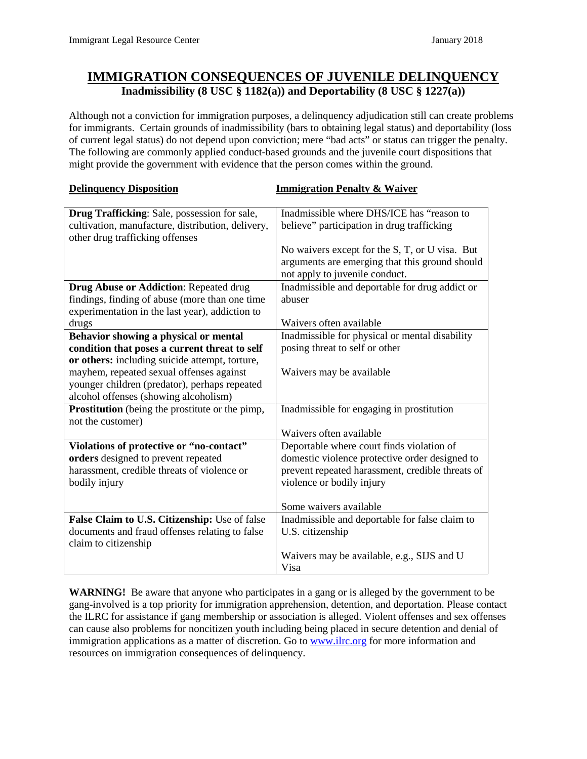# IMMIGRATION CONSEQUENCES OF JUVENILE DELINQUENCY

**Inadmissibility (8 USC § 1182(a)) and Deportability (8 USC § 1227(a))**

Although not a conviction for immigration purposes, a delinquency adjudication still can create problems for immigrants. Certain grounds of inadmissibility (bars to obtaining legal status) and deportability (loss of current legal status) do not depend upon conviction; mere "bad acts" or status can trigger the penalty. The following are commonly applied conduct-based grounds and the juvenile court dispositions that might provide the government with evidence that the person comes within the ground.

| Delinquency Disposition | Immigration Penalty & Waiver |
|---|---|
| **Drug Trafficking**: Sale, possession for sale, cultivation, manufacture, distribution, delivery, other drug trafficking offenses | Inadmissible where DHS/ICE has "reason to believe" participation in drug trafficking<br><br>No waivers except for the S, T, or U visa. But arguments are emerging that this ground should not apply to juvenile conduct. |
| **Drug Abuse or Addiction**: Repeated drug findings, finding of abuse (more than one time experimentation in the last year), addiction to drugs | Inadmissible and deportable for drug addict or abuser<br><br>Waivers often available |
| **Behavior showing a physical or mental condition that poses a current threat to self or others:** including suicide attempt, torture, mayhem, repeated sexual offenses against younger children (predator), perhaps repeated alcohol offenses (showing alcoholism) | Inadmissible for physical or mental disability posing threat to self or other<br><br>Waivers may be available |
| **Prostitution** (being the prostitute or the pimp, not the customer) | Inadmissible for engaging in prostitution<br><br>Waivers often available |
| **Violations of protective or "no-contact" orders** designed to prevent repeated harassment, credible threats of violence or bodily injury | Deportable where court finds violation of domestic violence protective order designed to prevent repeated harassment, credible threats of violence or bodily injury<br><br>Some waivers available |
| **False Claim to U.S. Citizenship:** Use of false documents and fraud offenses relating to false claim to citizenship | Inadmissible and deportable for false claim to U.S. citizenship<br><br>Waivers may be available, e.g., SIJS and U Visa |

**WARNING!** Be aware that anyone who participates in a gang or is alleged by the government to be gang-involved is a top priority for immigration apprehension, detention, and deportation. Please contact the ILRC for assistance if gang membership or association is alleged. Violent offenses and sex offenses can cause also problems for noncitizen youth including being placed in secure detention and denial of immigration applications as a matter of discretion. Go to www.ilrc.org for more information and resources on immigration consequences of delinquency.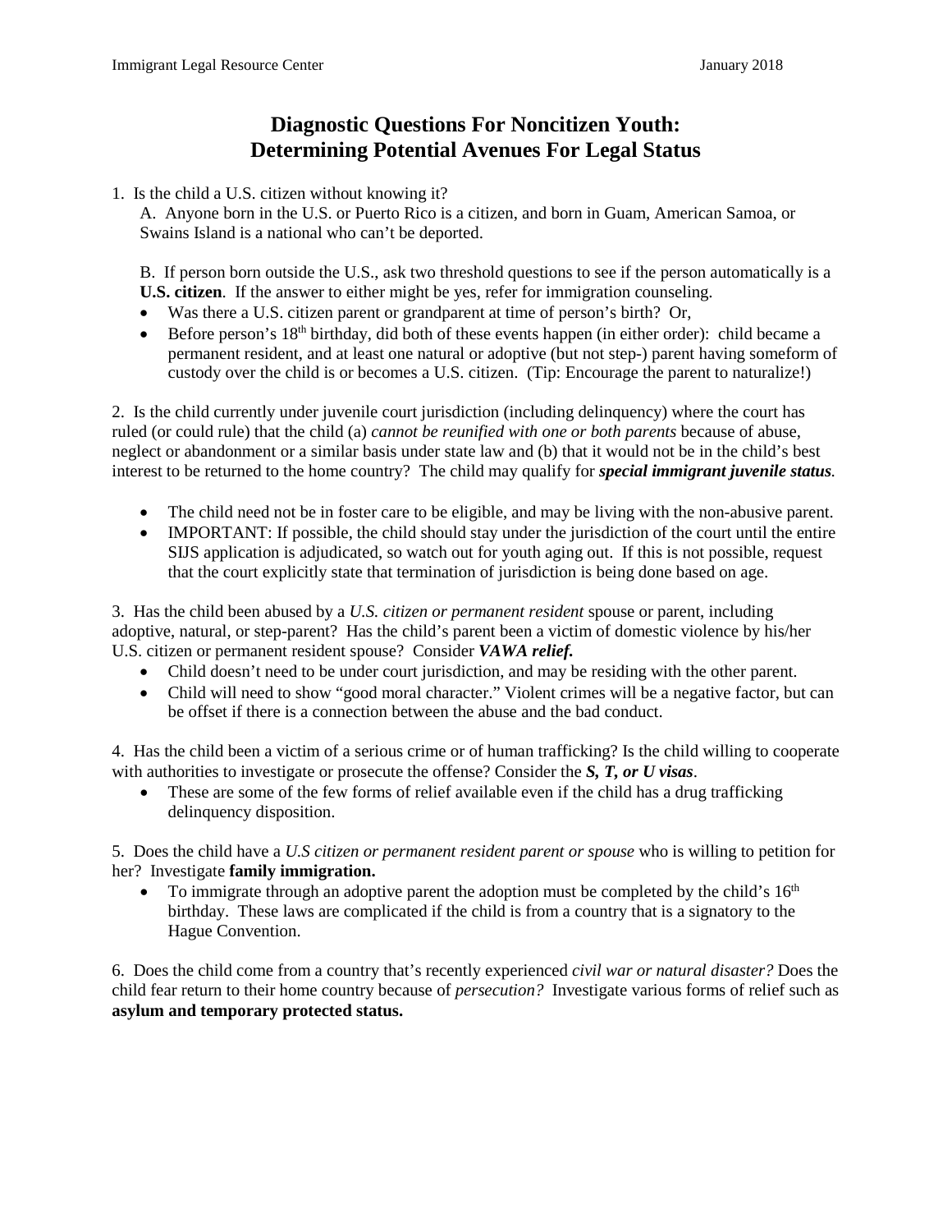# Diagnostic Questions For Noncitizen Youth: Determining Potential Avenues For Legal Status

1. Is the child a U.S. citizen without knowing it?

   A. Anyone born in the U.S. or Puerto Rico is a citizen, and born in Guam, American Samoa, or Swains Island is a national who can't be deported.

   B. If person born outside the U.S., ask two threshold questions to see if the person automatically is a **U.S. citizen**. If the answer to either might be yes, refer for immigration counseling.

   - Was there a U.S. citizen parent or grandparent at time of person's birth? Or,
   - Before person's 18th birthday, did both of these events happen (in either order): child became a permanent resident, and at least one natural or adoptive (but not step-) parent having someform of custody over the child is or becomes a U.S. citizen. (Tip: Encourage the parent to naturalize!)

2. Is the child currently under juvenile court jurisdiction (including delinquency) where the court has ruled (or could rule) that the child (a) *cannot be reunified with one or both parents* because of abuse, neglect or abandonment or a similar basis under state law and (b) that it would not be in the child's best interest to be returned to the home country? The child may qualify for ***special immigrant juvenile status***.

   - The child need not be in foster care to be eligible, and may be living with the non-abusive parent.
   - IMPORTANT: If possible, the child should stay under the jurisdiction of the court until the entire SIJS application is adjudicated, so watch out for youth aging out. If this is not possible, request that the court explicitly state that termination of jurisdiction is being done based on age.

3. Has the child been abused by a *U.S. citizen or permanent resident* spouse or parent, including adoptive, natural, or step-parent? Has the child's parent been a victim of domestic violence by his/her U.S. citizen or permanent resident spouse? Consider ***VAWA relief.***

   - Child doesn't need to be under court jurisdiction, and may be residing with the other parent.
   - Child will need to show "good moral character." Violent crimes will be a negative factor, but can be offset if there is a connection between the abuse and the bad conduct.

4. Has the child been a victim of a serious crime or of human trafficking? Is the child willing to cooperate with authorities to investigate or prosecute the offense? Consider the ***S, T, or U visas***.

   - These are some of the few forms of relief available even if the child has a drug trafficking delinquency disposition.

5. Does the child have a *U.S citizen or permanent resident parent or spouse* who is willing to petition for her? Investigate **family immigration.**

   - To immigrate through an adoptive parent the adoption must be completed by the child's 16th birthday. These laws are complicated if the child is from a country that is a signatory to the Hague Convention.

6. Does the child come from a country that's recently experienced *civil war or natural disaster?* Does the child fear return to their home country because of *persecution?* Investigate various forms of relief such as **asylum and temporary protected status.**